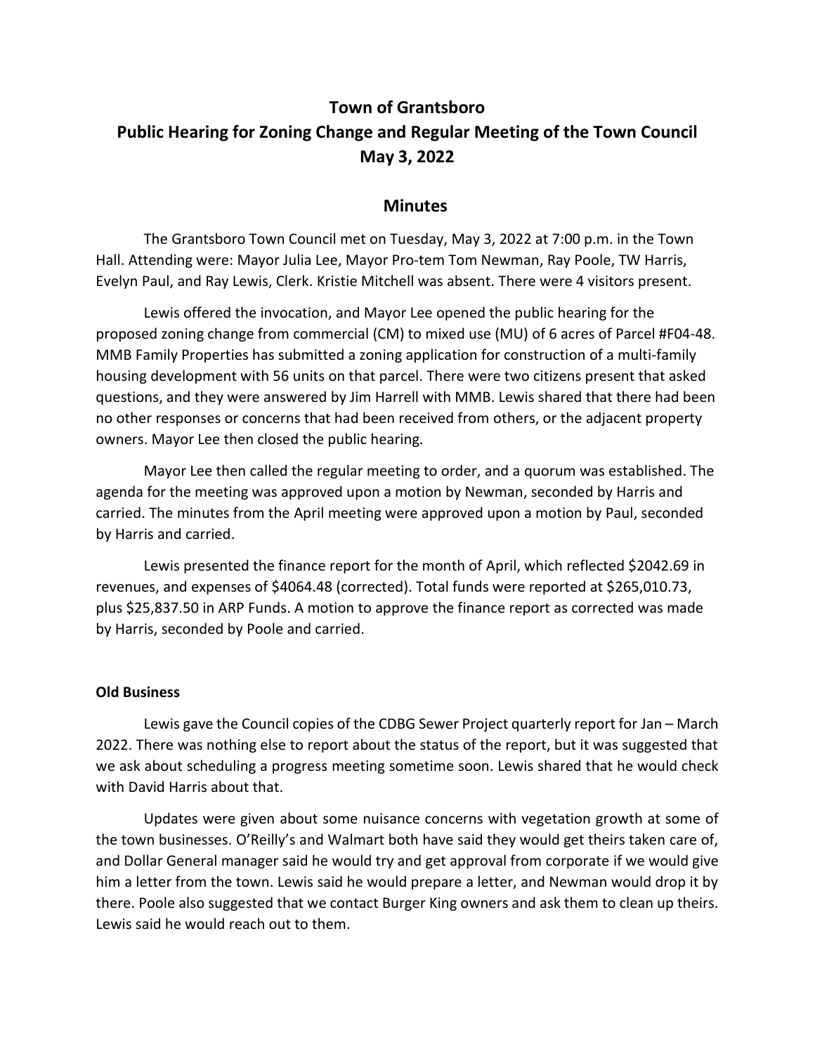# Town of Grantsboro

# Public Hearing for Zoning Change and Regular Meeting of the Town Council

# May 3, 2022

## Minutes

The Grantsboro Town Council met on Tuesday, May 3, 2022 at 7:00 p.m. in the Town Hall. Attending were: Mayor Julia Lee, Mayor Pro-tem Tom Newman, Ray Poole, TW Harris, Evelyn Paul, and Ray Lewis, Clerk. Kristie Mitchell was absent. There were 4 visitors present.

Lewis offered the invocation, and Mayor Lee opened the public hearing for the proposed zoning change from commercial (CM) to mixed use (MU) of 6 acres of Parcel #F04-48. MMB Family Properties has submitted a zoning application for construction of a multi-family housing development with 56 units on that parcel. There were two citizens present that asked questions, and they were answered by Jim Harrell with MMB. Lewis shared that there had been no other responses or concerns that had been received from others, or the adjacent property owners. Mayor Lee then closed the public hearing.

Mayor Lee then called the regular meeting to order, and a quorum was established. The agenda for the meeting was approved upon a motion by Newman, seconded by Harris and carried. The minutes from the April meeting were approved upon a motion by Paul, seconded by Harris and carried.

Lewis presented the finance report for the month of April, which reflected $2042.69 in revenues, and expenses of $4064.48 (corrected). Total funds were reported at $265,010.73, plus $25,837.50 in ARP Funds. A motion to approve the finance report as corrected was made by Harris, seconded by Poole and carried.

**Old Business**

Lewis gave the Council copies of the CDBG Sewer Project quarterly report for Jan – March 2022. There was nothing else to report about the status of the report, but it was suggested that we ask about scheduling a progress meeting sometime soon. Lewis shared that he would check with David Harris about that.

Updates were given about some nuisance concerns with vegetation growth at some of the town businesses. O'Reilly's and Walmart both have said they would get theirs taken care of, and Dollar General manager said he would try and get approval from corporate if we would give him a letter from the town. Lewis said he would prepare a letter, and Newman would drop it by there. Poole also suggested that we contact Burger King owners and ask them to clean up theirs. Lewis said he would reach out to them.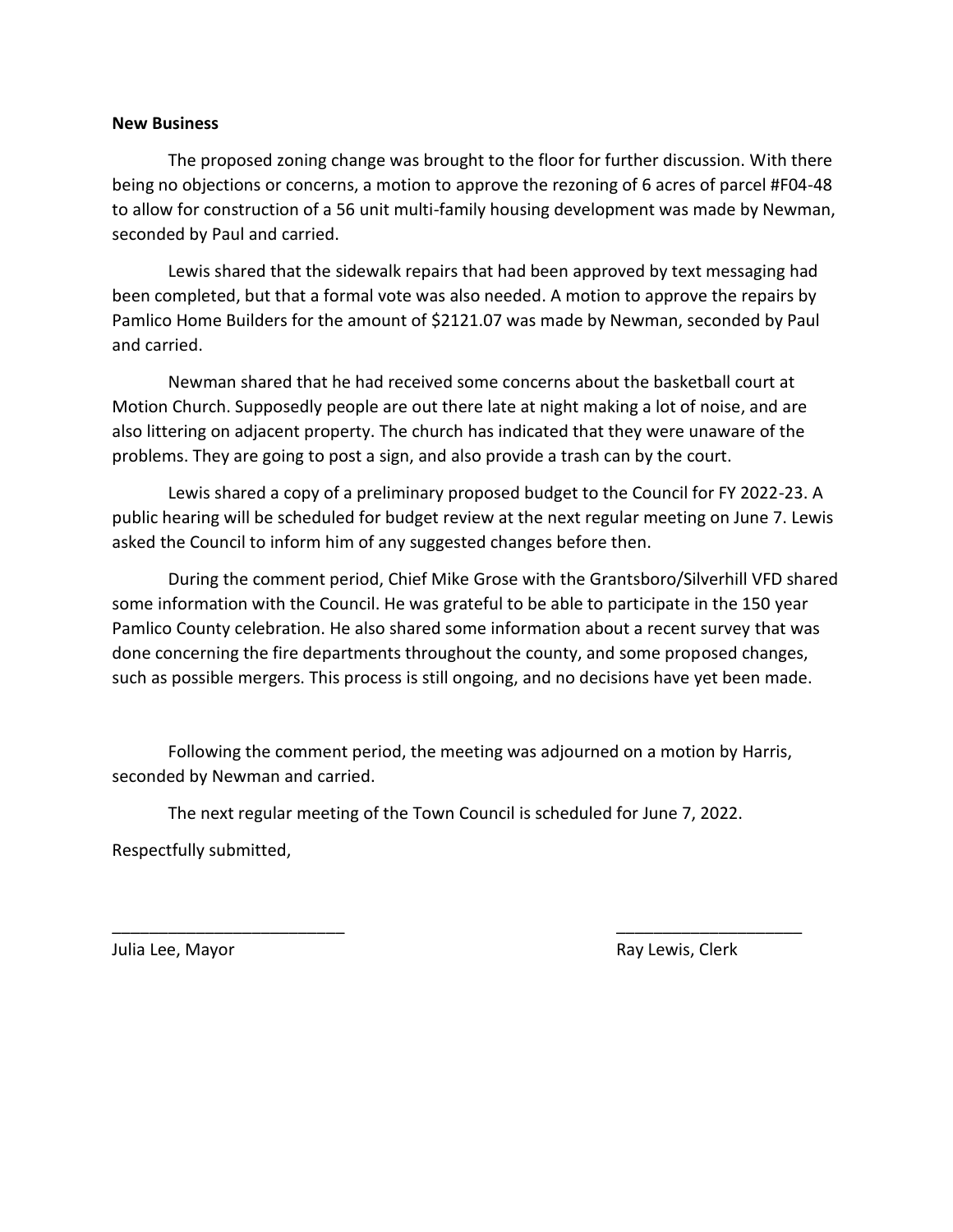**New Business**

The proposed zoning change was brought to the floor for further discussion. With there being no objections or concerns, a motion to approve the rezoning of 6 acres of parcel #F04-48 to allow for construction of a 56 unit multi-family housing development was made by Newman, seconded by Paul and carried.

Lewis shared that the sidewalk repairs that had been approved by text messaging had been completed, but that a formal vote was also needed. A motion to approve the repairs by Pamlico Home Builders for the amount of $2121.07 was made by Newman, seconded by Paul and carried.

Newman shared that he had received some concerns about the basketball court at Motion Church. Supposedly people are out there late at night making a lot of noise, and are also littering on adjacent property. The church has indicated that they were unaware of the problems. They are going to post a sign, and also provide a trash can by the court.

Lewis shared a copy of a preliminary proposed budget to the Council for FY 2022-23. A public hearing will be scheduled for budget review at the next regular meeting on June 7. Lewis asked the Council to inform him of any suggested changes before then.

During the comment period, Chief Mike Grose with the Grantsboro/Silverhill VFD shared some information with the Council. He was grateful to be able to participate in the 150 year Pamlico County celebration. He also shared some information about a recent survey that was done concerning the fire departments throughout the county, and some proposed changes, such as possible mergers. This process is still ongoing, and no decisions have yet been made.

Following the comment period, the meeting was adjourned on a motion by Harris, seconded by Newman and carried.

The next regular meeting of the Town Council is scheduled for June 7, 2022.

Respectfully submitted,

_________________________ &nbsp;&nbsp;&nbsp;&nbsp;&nbsp;&nbsp;&nbsp;&nbsp;&nbsp;&nbsp;&nbsp;&nbsp; ____________________

Julia Lee, Mayor &nbsp;&nbsp;&nbsp;&nbsp;&nbsp;&nbsp;&nbsp;&nbsp;&nbsp;&nbsp;&nbsp;&nbsp;&nbsp;&nbsp;&nbsp;&nbsp;&nbsp;&nbsp;&nbsp;&nbsp;&nbsp;&nbsp;&nbsp;&nbsp; Ray Lewis, Clerk